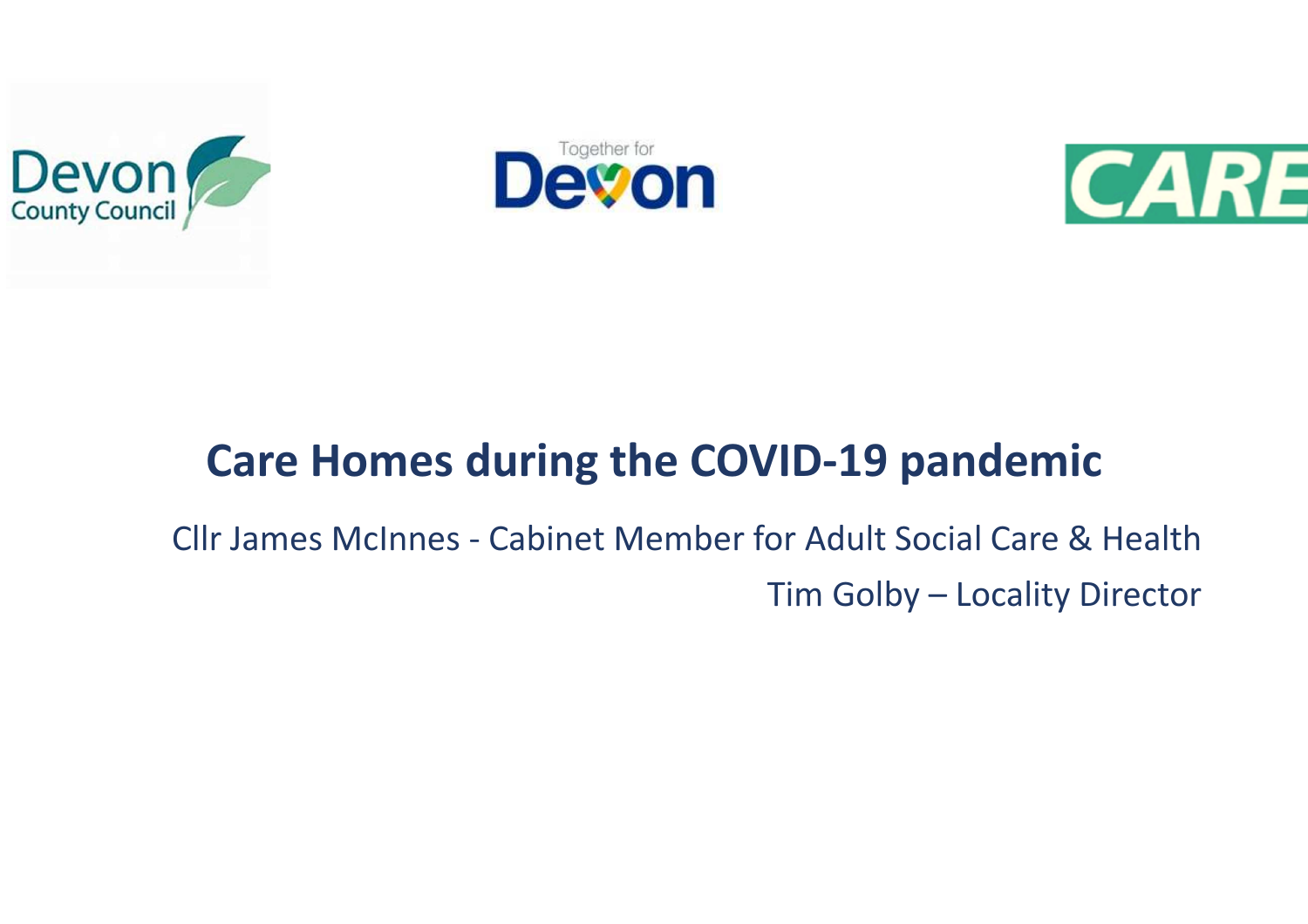# Care Homes during the COVID-19 pandemic

Cllr James McInnes - Cabinet Member for Adult Social Care & Health

Tim Golby – Locality Director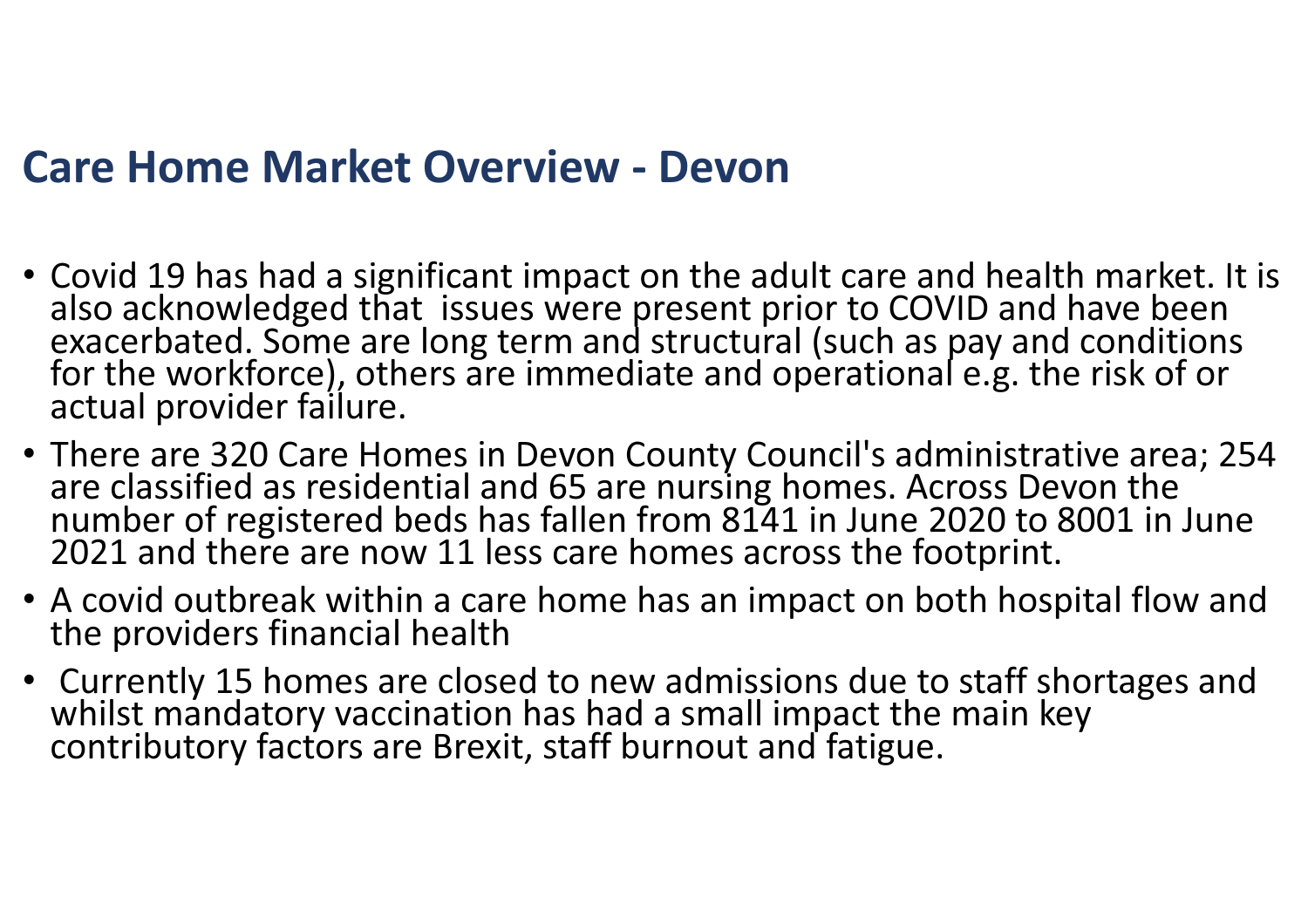# Care Home Market Overview - Devon

- Covid 19 has had a significant impact on the adult care and health market. It is also acknowledged that issues were present prior to COVID and have been exacerbated. Some are long term and structural (such as pay and conditions for the workforce), others are immediate and operational e.g. the risk of or actual provider failure.
- There are 320 Care Homes in Devon County Council's administrative area; 254 are classified as residential and 65 are nursing homes. Across Devon the number of registered beds has fallen from 8141 in June 2020 to 8001 in June 2021 and there are now 11 less care homes across the footprint.
- A covid outbreak within a care home has an impact on both hospital flow and the providers financial health
- Currently 15 homes are closed to new admissions due to staff shortages and whilst mandatory vaccination has had a small impact the main key contributory factors are Brexit, staff burnout and fatigue.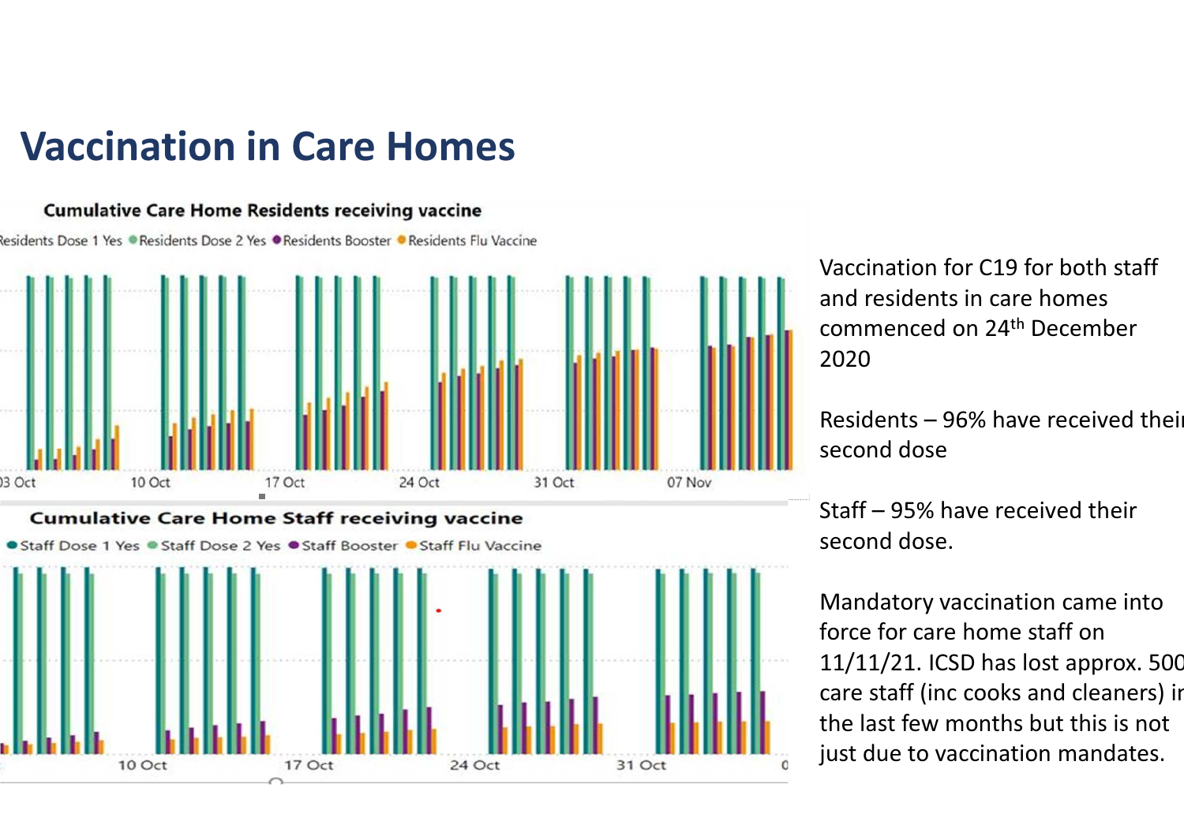# Vaccination in Care Homes

Cumulative Care Home Residents receiving vaccine

Residents Dose 1 Yes ● Residents Dose 2 Yes ● Residents Booster ● Residents Flu Vaccine

03 Oct
10 Oct
17 Oct
24 Oct
31 Oct
07 Nov

Cumulative Care Home Staff receiving vaccine

● Staff Dose 1 Yes ● Staff Dose 2 Yes ● Staff Booster ● Staff Flu Vaccine

10 Oct
17 Oct
24 Oct
31 Oct

Vaccination for C19 for both staff and residents in care homes commenced on 24th December 2020

Residents – 96% have received their second dose

Staff – 95% have received their second dose.

Mandatory vaccination came into force for care home staff on 11/11/21. ICSD has lost approx. 500 care staff (inc cooks and cleaners) in the last few months but this is not just due to vaccination mandates.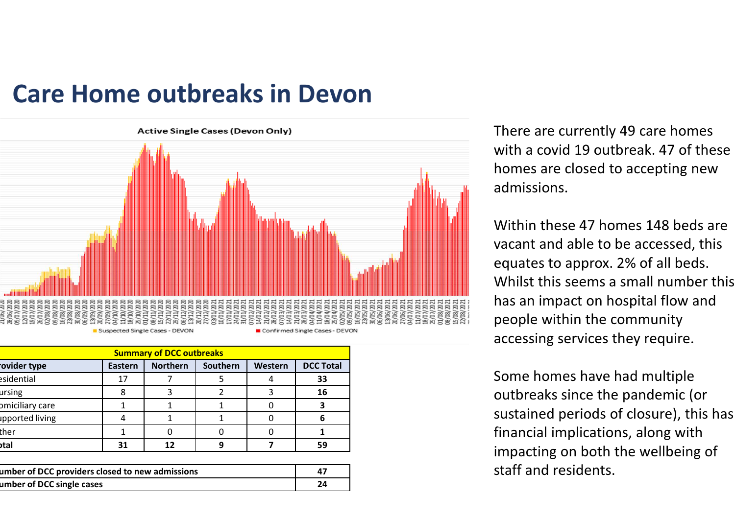# Care Home outbreaks in Devon

Active Single Cases (Devon Only)

Suspected Single Cases - DEVON

Confirmed Single Cases - DEVON

| Summary of DCC outbreaks | | | | | |
|---|---|---|---|---|---|
| rovider type | Eastern | Northern | Southern | Western | DCC Total |
| esidential | 17 | 7 | 5 | 4 | **33** |
| ursing | 8 | 3 | 2 | 3 | **16** |
| omiciliary care | 1 | 1 | 1 | 0 | **3** |
| upported living | 4 | 1 | 1 | 0 | **6** |
| ther | 1 | 0 | 0 | 0 | **1** |
| otal | **31** | **12** | **9** | **7** | **59** |

| | |
|---|---|
| **umber of DCC providers closed to new admissions** | **47** |
| **umber of DCC single cases** | **24** |

There are currently 49 care homes with a covid 19 outbreak. 47 of these homes are closed to accepting new admissions.

Within these 47 homes 148 beds are vacant and able to be accessed, this equates to approx. 2% of all beds. Whilst this seems a small number this has an impact on hospital flow and people within the community accessing services they require.

Some homes have had multiple outbreaks since the pandemic (or sustained periods of closure), this has financial implications, along with impacting on both the wellbeing of staff and residents.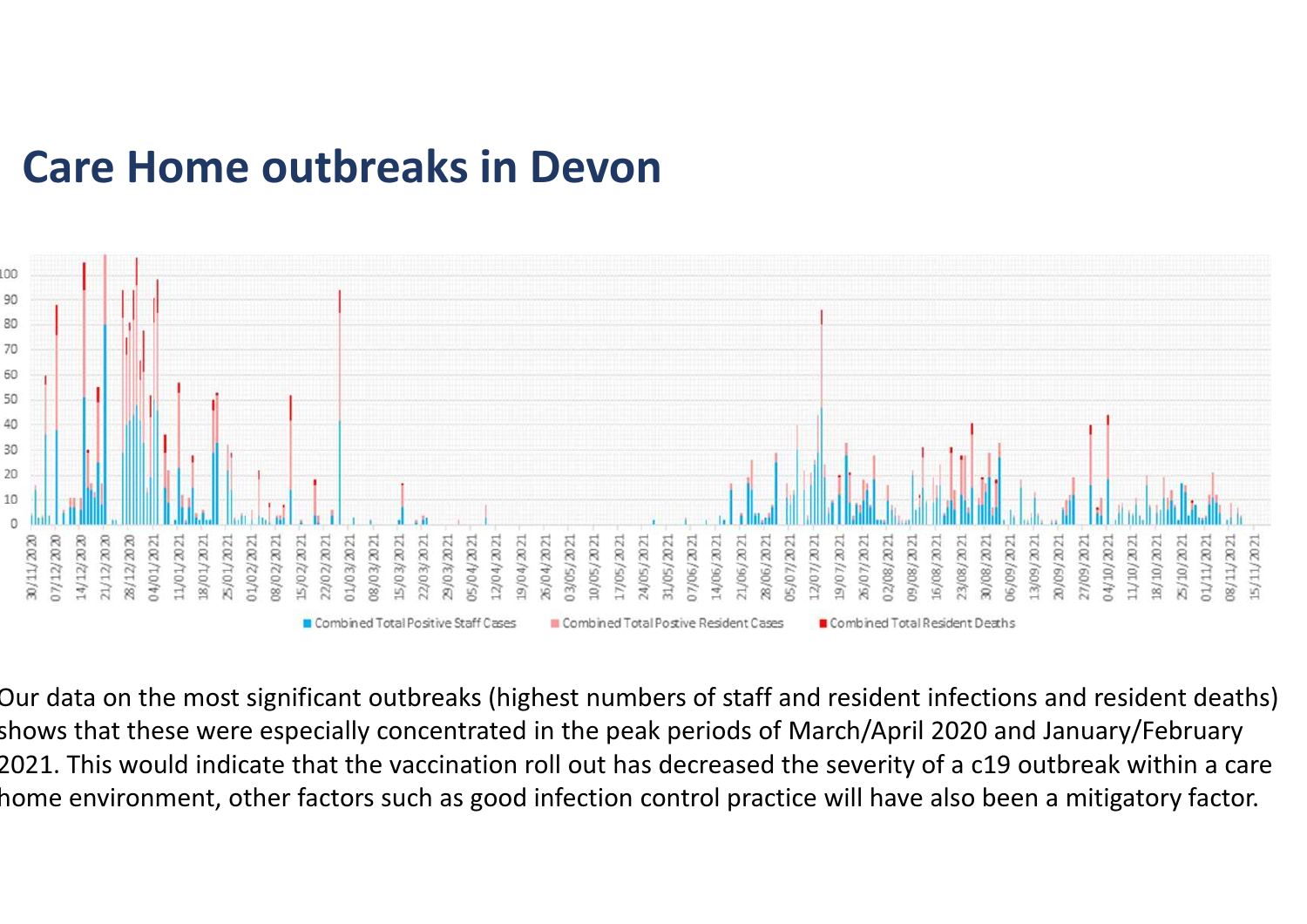# Care Home outbreaks in Devon

100
90
80
70
60
50
40
30
20
10
0

30/11/2020 07/12/2020 14/12/2020 21/12/2020 28/12/2020 04/01/2021 11/01/2021 18/01/2021 25/01/2021 01/02/2021 08/02/2021 15/02/2021 22/02/2021 01/03/2021 08/03/2021 15/03/2021 22/03/2021 29/03/2021 05/04/2021 12/04/2021 19/04/2021 26/04/2021 03/05/2021 10/05/2021 17/05/2021 24/05/2021 31/05/2021 07/06/2021 14/06/2021 21/06/2021 28/06/2021 05/07/2021 12/07/2021 19/07/2021 26/07/2021 02/08/2021 09/08/2021 16/08/2021 23/08/2021 30/08/2021 06/09/2021 13/09/2021 20/09/2021 27/09/2021 04/10/2021 11/10/2021 18/10/2021 25/10/2021 01/11/2021 08/11/2021 15/11/2021

Combined Total Positive Staff Cases
Combined Total Postive Resident Cases
Combined Total Resident Deaths

Our data on the most significant outbreaks (highest numbers of staff and resident infections and resident deaths) shows that these were especially concentrated in the peak periods of March/April 2020 and January/February 2021. This would indicate that the vaccination roll out has decreased the severity of a c19 outbreak within a care home environment, other factors such as good infection control practice will have also been a mitigatory factor.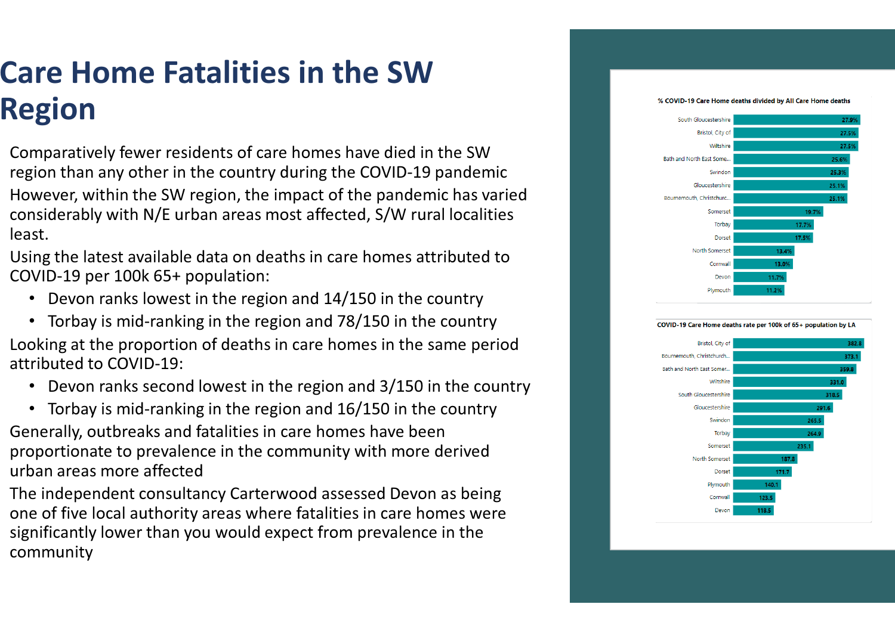# Care Home Fatalities in the SW Region

Comparatively fewer residents of care homes have died in the SW region than any other in the country during the COVID-19 pandemic

However, within the SW region, the impact of the pandemic has varied considerably with N/E urban areas most affected, S/W rural localities least.

Using the latest available data on deaths in care homes attributed to COVID-19 per 100k 65+ population:

- Devon ranks lowest in the region and 14/150 in the country
- Torbay is mid-ranking in the region and 78/150 in the country

Looking at the proportion of deaths in care homes in the same period attributed to COVID-19:

- Devon ranks second lowest in the region and 3/150 in the country
- Torbay is mid-ranking in the region and 16/150 in the country

Generally, outbreaks and fatalities in care homes have been proportionate to prevalence in the community with more derived urban areas more affected

The independent consultancy Carterwood assessed Devon as being one of five local authority areas where fatalities in care homes were significantly lower than you would expect from prevalence in the community

% COVID-19 Care Home deaths divided by All Care Home deaths

South Gloucestershire 27.9%
Bristol, City of 27.5%
Wiltshire 27.5%
Bath and North East Some... 25.6%
Swindon 25.3%
Gloucestershire 25.1%
Bournemouth, Christchurc... 25.1%
Somerset 19.7%
Torbay 17.7%
Dorset 17.5%
North Somerset 13.4%
Cornwall 13.0%
Devon 11.7%
Plymouth 11.2%

COVID-19 Care Home deaths rate per 100k of 65+ population by LA

Bristol, City of 382.8
Bournemouth, Christchurch... 373.1
Bath and North East Somer... 359.8
Wiltshire 331.0
South Gloucestershire 318.5
Gloucestershire 291.6
Swindon 265.5
Torbay 264.9
Somerset 235.1
North Somerset 187.8
Dorset 171.7
Plymouth 140.1
Cornwall 123.5
Devon 118.5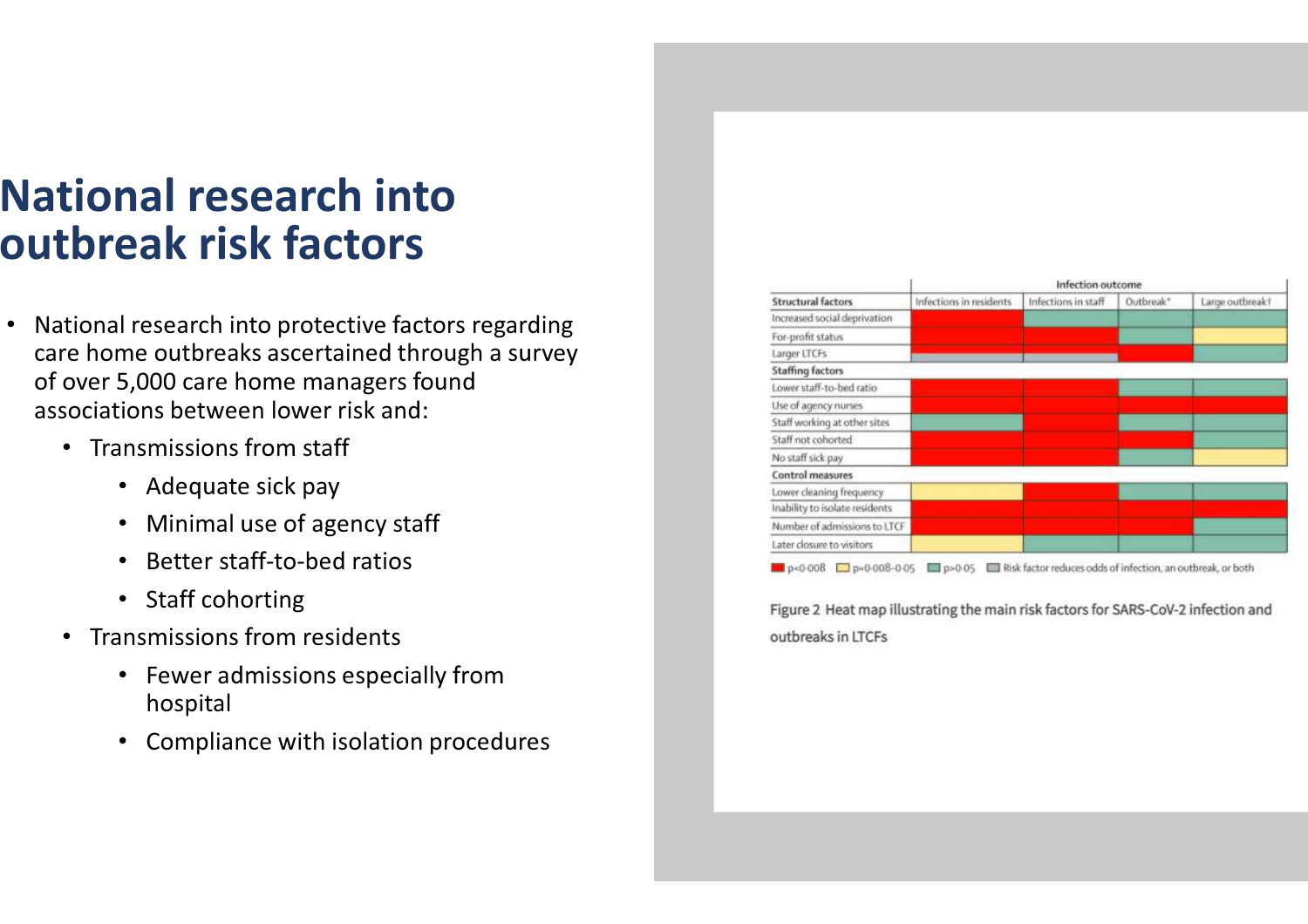# National research into outbreak risk factors

- National research into protective factors regarding care home outbreaks ascertained through a survey of over 5,000 care home managers found associations between lower risk and:
  - Transmissions from staff
    - Adequate sick pay
    - Minimal use of agency staff
    - Better staff-to-bed ratios
    - Staff cohorting
  - Transmissions from residents
    - Fewer admissions especially from hospital
    - Compliance with isolation procedures

Infection outcome

Infections in residents

Infections in staff

Outbreak*

Large outbreak†

Structural factors

Increased social deprivation

For-profit status

Larger LTCFs

Staffing factors

Lower staff-to-bed ratio

Use of agency nurses

Staff working at other sites

Staff not cohorted

No staff sick pay

Control measures

Lower cleaning frequency

Inability to isolate residents

Number of admissions to LTCF

Later closure to visitors

p<0·008 p=0·008–0·05 p>0·05 Risk factor reduces odds of infection, an outbreak, or both

Figure 2 Heat map illustrating the main risk factors for SARS-CoV-2 infection and outbreaks in LTCFs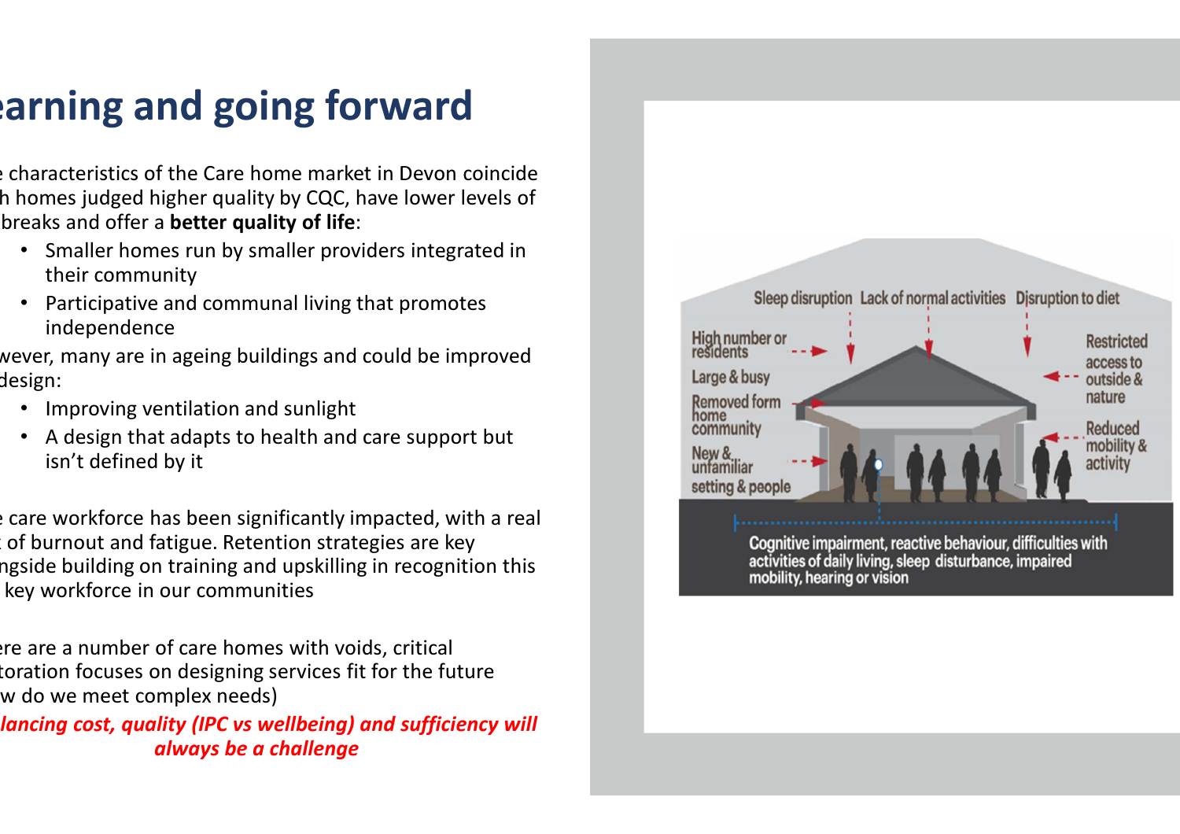# earning and going forward

e characteristics of the Care home market in Devon coincide h homes judged higher quality by CQC, have lower levels of breaks and offer a **better quality of life**:

- Smaller homes run by smaller providers integrated in their community
- Participative and communal living that promotes independence

wever, many are in ageing buildings and could be improved design:

- Improving ventilation and sunlight
- A design that adapts to health and care support but isn't defined by it

e care workforce has been significantly impacted, with a real t of burnout and fatigue. Retention strategies are key ngside building on training and upskilling in recognition this key workforce in our communities

ere are a number of care homes with voids, critical toration focuses on designing services fit for the future w do we meet complex needs)

*lancing cost, quality (IPC vs wellbeing) and sufficiency will always be a challenge*

Sleep disruption
Lack of normal activities
Disruption to diet
High number or residents
Large & busy
Removed form home community
New & unfamiliar setting & people
Restricted access to outside & nature
Reduced mobility & activity
Cognitive impairment, reactive behaviour, difficulties with activities of daily living, sleep disturbance, impaired mobility, hearing or vision